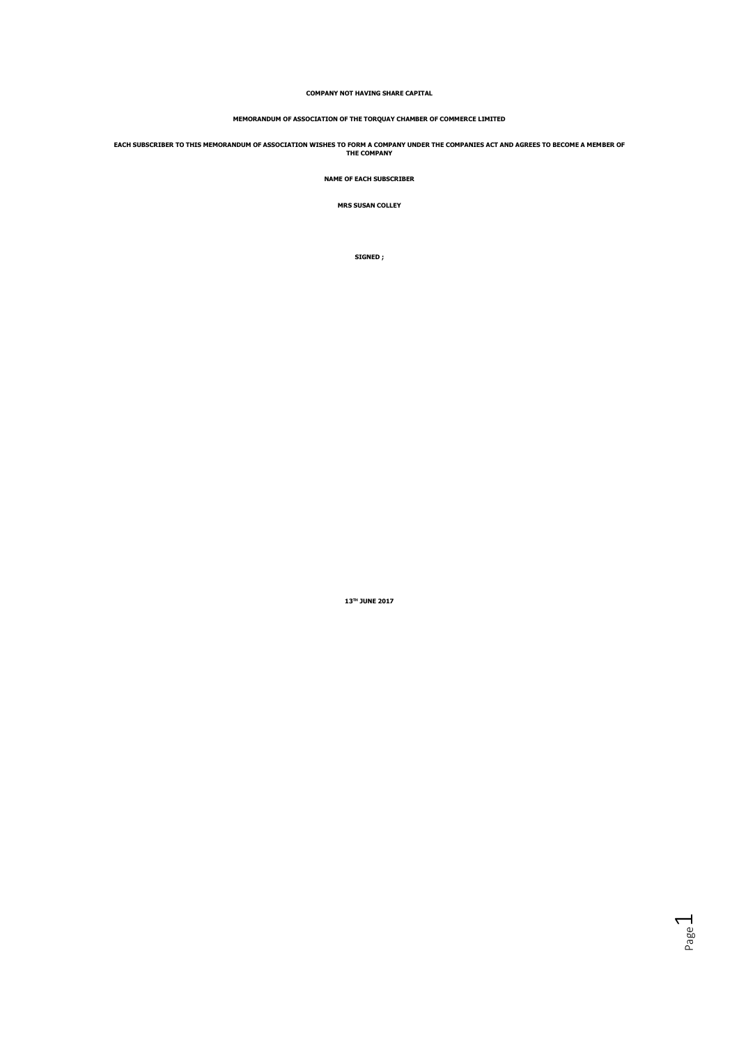**COMPANY NOT HAVING SHARE CAPITAL**

**MEMORANDUM OF ASSOCIATION OF THE TORQUAY CHAMBER OF COMMERCE LIMITED**

**EACH SUBSCRIBER TO THIS MEMORANDUM OF ASSOCIATION WISHES TO FORM A COMPANY UNDER THE COMPANIES ACT AND AGREES TO BECOME A MEMBER OF THE COMPANY**

**NAME OF EACH SUBSCRIBER**

**MRS SUSAN COLLEY**

**SIGNED ;**

**13TH JUNE 2017**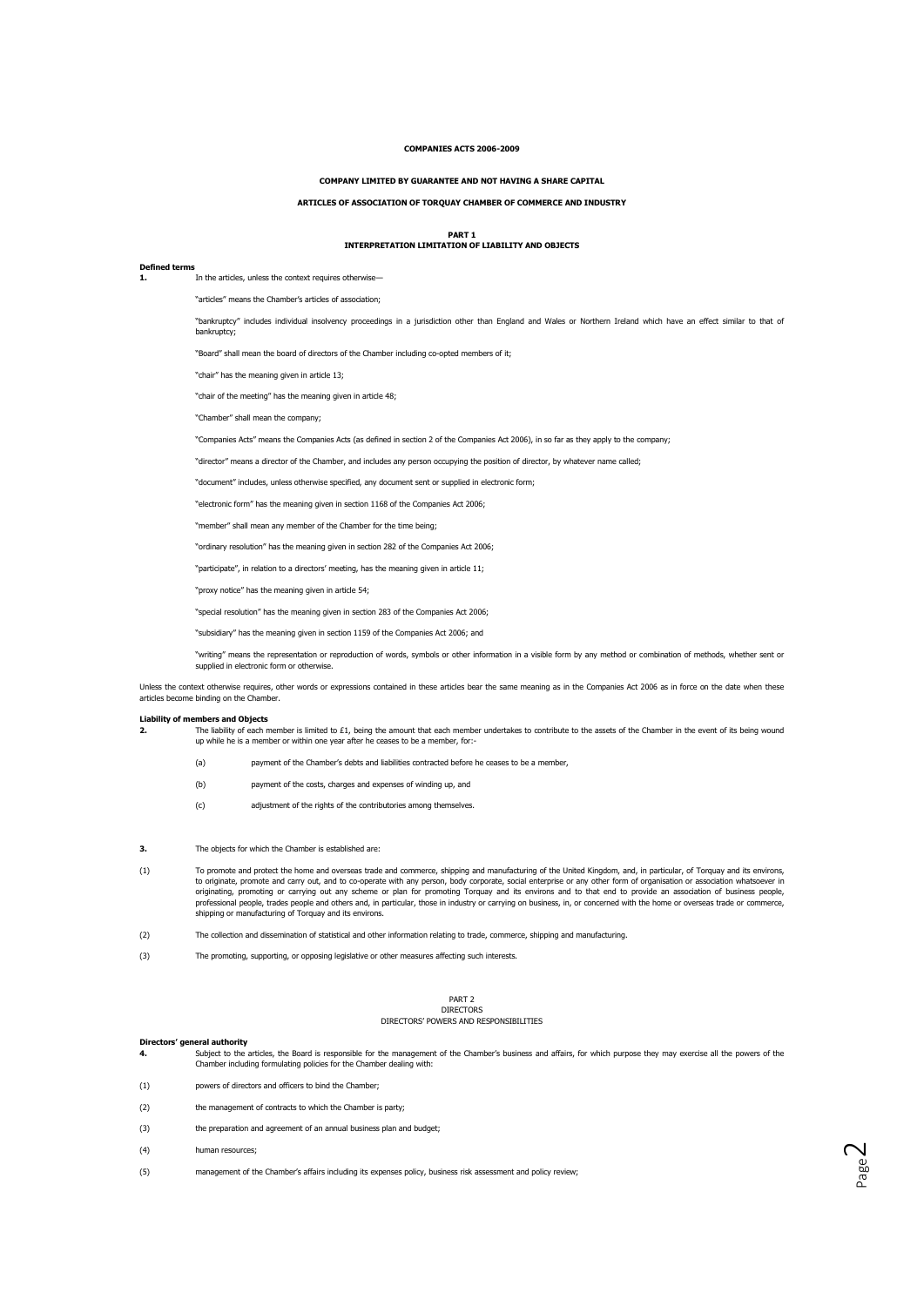**COMPANIES ACTS 2006-2009**

**COMPANY LIMITED BY GUARANTEE AND NOT HAVING A SHARE CAPITAL**

**ARTICLES OF ASSOCIATION OF TORQUAY CHAMBER OF COMMERCE AND INDUSTRY**

## PART 1
## INTERPRETATION LIMITATION OF LIABILITY AND OBJECTS

**Defined terms**

**1.** In the articles, unless the context requires otherwise—

"articles" means the Chamber's articles of association;

"bankruptcy" includes individual insolvency proceedings in a jurisdiction other than England and Wales or Northern Ireland which have an effect similar to that of bankruptcy;

"Board" shall mean the board of directors of the Chamber including co-opted members of it;

"chair" has the meaning given in article 13;

"chair of the meeting" has the meaning given in article 48;

"Chamber" shall mean the company;

"Companies Acts" means the Companies Acts (as defined in section 2 of the Companies Act 2006), in so far as they apply to the company;

"director" means a director of the Chamber, and includes any person occupying the position of director, by whatever name called;

"document" includes, unless otherwise specified, any document sent or supplied in electronic form;

"electronic form" has the meaning given in section 1168 of the Companies Act 2006;

"member" shall mean any member of the Chamber for the time being;

"ordinary resolution" has the meaning given in section 282 of the Companies Act 2006;

"participate", in relation to a directors' meeting, has the meaning given in article 11;

"proxy notice" has the meaning given in article 54;

"special resolution" has the meaning given in section 283 of the Companies Act 2006;

"subsidiary" has the meaning given in section 1159 of the Companies Act 2006; and

"writing" means the representation or reproduction of words, symbols or other information in a visible form by any method or combination of methods, whether sent or supplied in electronic form or otherwise.

Unless the context otherwise requires, other words or expressions contained in these articles bear the same meaning as in the Companies Act 2006 as in force on the date when these articles become binding on the Chamber.

**Liability of members and Objects**

**2.** The liability of each member is limited to £1, being the amount that each member undertakes to contribute to the assets of the Chamber in the event of its being wound up while he is a member or within one year after he ceases to be a member, for:-

(a) payment of the Chamber's debts and liabilities contracted before he ceases to be a member,

(b) payment of the costs, charges and expenses of winding up, and

(c) adjustment of the rights of the contributories among themselves.

**3.** The objects for which the Chamber is established are:

(1) To promote and protect the home and overseas trade and commerce, shipping and manufacturing of the United Kingdom, and, in particular, of Torquay and its environs, to originate, promote and carry out, and to co-operate with any person, body corporate, social enterprise or any other form of organisation or association whatsoever in originating, promoting or carrying out any scheme or plan for promoting Torquay and its environs and to that end to provide an association of business people, professional people, trades people and others and, in particular, those in industry or carrying on business, in, or concerned with the home or overseas trade or commerce, shipping or manufacturing of Torquay and its environs.

(2) The collection and dissemination of statistical and other information relating to trade, commerce, shipping and manufacturing.

(3) The promoting, supporting, or opposing legislative or other measures affecting such interests.

## PART 2
## DIRECTORS
## DIRECTORS' POWERS AND RESPONSIBILITIES

**Directors' general authority**

**4.** Subject to the articles, the Board is responsible for the management of the Chamber's business and affairs, for which purpose they may exercise all the powers of the Chamber including formulating policies for the Chamber dealing with:

(1) powers of directors and officers to bind the Chamber;

(2) the management of contracts to which the Chamber is party;

(3) the preparation and agreement of an annual business plan and budget;

(4) human resources;

(5) management of the Chamber's affairs including its expenses policy, business risk assessment and policy review;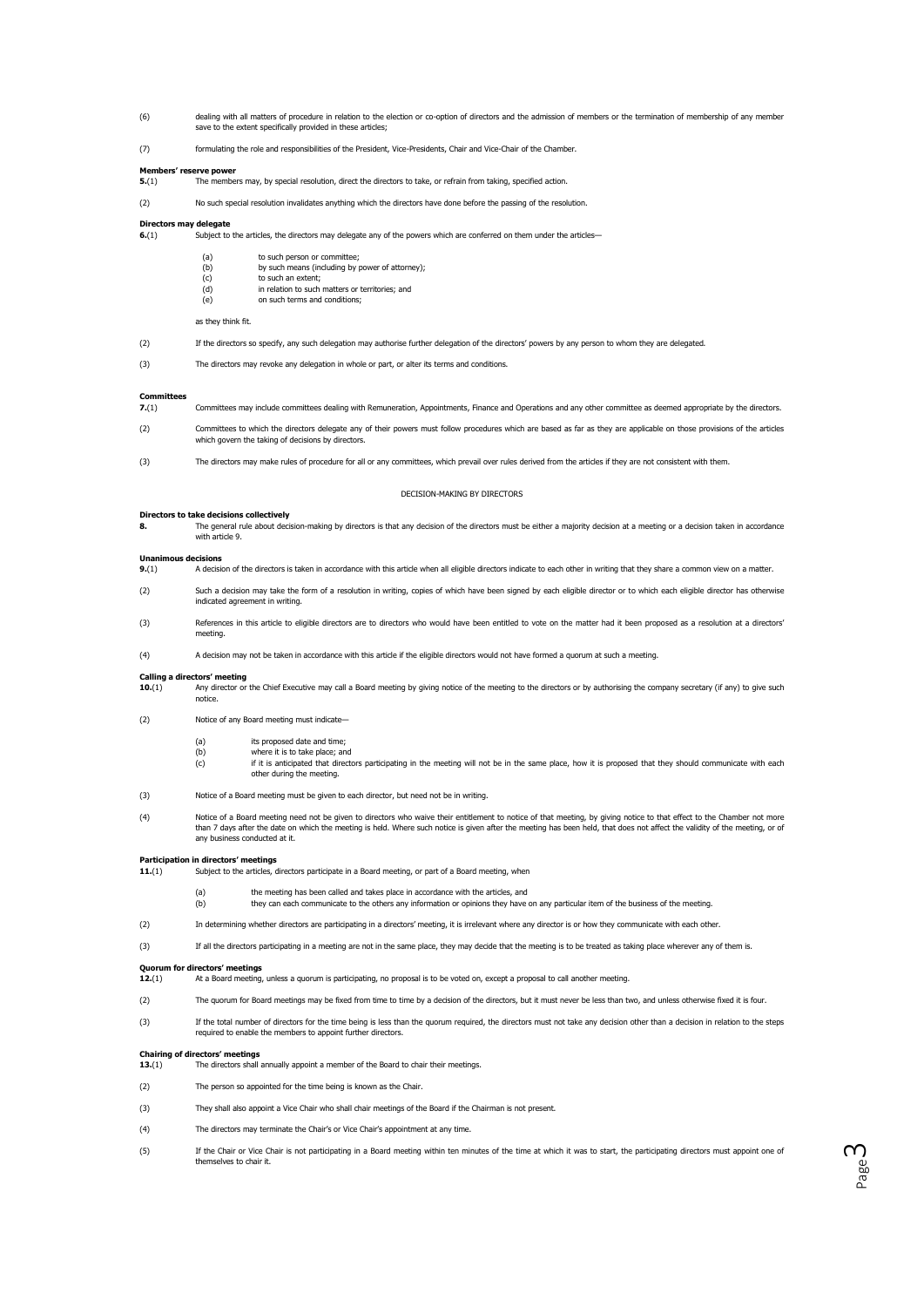(6) dealing with all matters of procedure in relation to the election or co-option of directors and the admission of members or the termination of membership of any member save to the extent specifically provided in these articles;

(7) formulating the role and responsibilities of the President, Vice-Presidents, Chair and Vice-Chair of the Chamber.

**Members' reserve power**

**5.**(1) The members may, by special resolution, direct the directors to take, or refrain from taking, specified action.

(2) No such special resolution invalidates anything which the directors have done before the passing of the resolution.

**Directors may delegate**

**6.**(1) Subject to the articles, the directors may delegate any of the powers which are conferred on them under the articles—

- (a) to such person or committee;
- (b) by such means (including by power of attorney);
- (c) to such an extent;
- (d) in relation to such matters or territories; and
- (e) on such terms and conditions;

as they think fit.

(2) If the directors so specify, any such delegation may authorise further delegation of the directors' powers by any person to whom they are delegated.

(3) The directors may revoke any delegation in whole or part, or alter its terms and conditions.

**Committees**

**7.**(1) Committees may include committees dealing with Remuneration, Appointments, Finance and Operations and any other committee as deemed appropriate by the directors.

(2) Committees to which the directors delegate any of their powers must follow procedures which are based as far as they are applicable on those provisions of the articles which govern the taking of decisions by directors.

(3) The directors may make rules of procedure for all or any committees, which prevail over rules derived from the articles if they are not consistent with them.

DECISION-MAKING BY DIRECTORS

**Directors to take decisions collectively**

**8.** The general rule about decision-making by directors is that any decision of the directors must be either a majority decision at a meeting or a decision taken in accordance with article 9.

**Unanimous decisions**

**9.**(1) A decision of the directors is taken in accordance with this article when all eligible directors indicate to each other in writing that they share a common view on a matter.

(2) Such a decision may take the form of a resolution in writing, copies of which have been signed by each eligible director or to which each eligible director has otherwise indicated agreement in writing.

(3) References in this article to eligible directors are to directors who would have been entitled to vote on the matter had it been proposed as a resolution at a directors' meeting.

(4) A decision may not be taken in accordance with this article if the eligible directors would not have formed a quorum at such a meeting.

**Calling a directors' meeting**

**10.**(1) Any director or the Chief Executive may call a Board meeting by giving notice of the meeting to the directors or by authorising the company secretary (if any) to give such notice.

(2) Notice of any Board meeting must indicate—

- (a) its proposed date and time;
- (b) where it is to take place; and
- (c) if it is anticipated that directors participating in the meeting will not be in the same place, how it is proposed that they should communicate with each other during the meeting.

(3) Notice of a Board meeting must be given to each director, but need not be in writing.

(4) Notice of a Board meeting need not be given to directors who waive their entitlement to notice of that meeting, by giving notice to that effect to the Chamber not more than 7 days after the date on which the meeting is held. Where such notice is given after the meeting has been held, that does not affect the validity of the meeting, or of any business conducted at it.

**Participation in directors' meetings**

**11.**(1) Subject to the articles, directors participate in a Board meeting, or part of a Board meeting, when

- (a) the meeting has been called and takes place in accordance with the articles, and
- (b) they can each communicate to the others any information or opinions they have on any particular item of the business of the meeting.

(2) In determining whether directors are participating in a directors' meeting, it is irrelevant where any director is or how they communicate with each other.

(3) If all the directors participating in a meeting are not in the same place, they may decide that the meeting is to be treated as taking place wherever any of them is.

**Quorum for directors' meetings**

**12.**(1) At a Board meeting, unless a quorum is participating, no proposal is to be voted on, except a proposal to call another meeting.

(2) The quorum for Board meetings may be fixed from time to time by a decision of the directors, but it must never be less than two, and unless otherwise fixed it is four.

(3) If the total number of directors for the time being is less than the quorum required, the directors must not take any decision other than a decision in relation to the steps required to enable the members to appoint further directors.

**Chairing of directors' meetings**

**13.**(1) The directors shall annually appoint a member of the Board to chair their meetings.

(2) The person so appointed for the time being is known as the Chair.

(3) They shall also appoint a Vice Chair who shall chair meetings of the Board if the Chairman is not present.

(4) The directors may terminate the Chair's or Vice Chair's appointment at any time.

(5) If the Chair or Vice Chair is not participating in a Board meeting within ten minutes of the time at which it was to start, the participating directors must appoint one of themselves to chair it.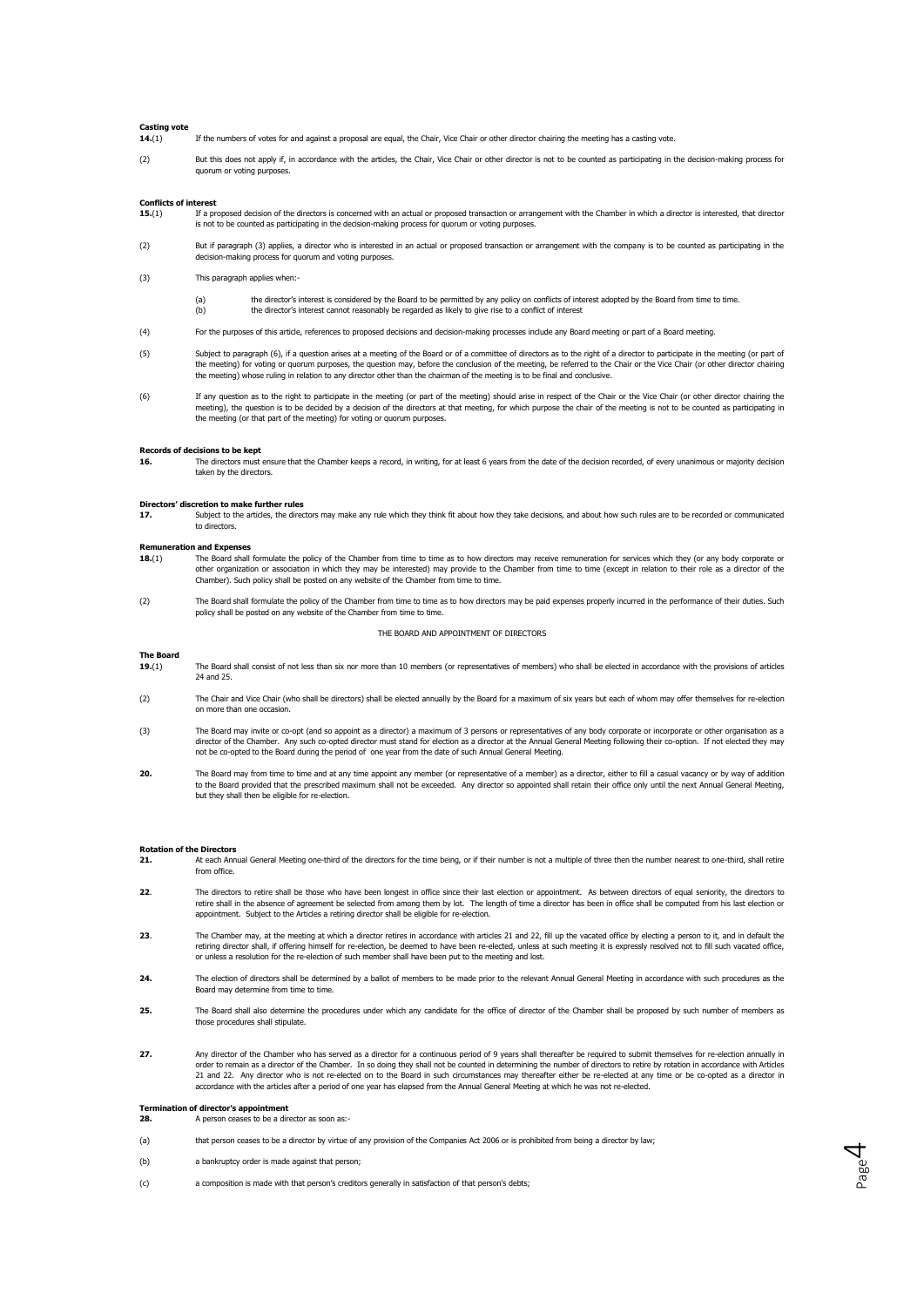**Casting vote**

**14.**(1) If the numbers of votes for and against a proposal are equal, the Chair, Vice Chair or other director chairing the meeting has a casting vote.

(2) But this does not apply if, in accordance with the articles, the Chair, Vice Chair or other director is not to be counted as participating in the decision-making process for quorum or voting purposes.

**Conflicts of interest**

**15.**(1) If a proposed decision of the directors is concerned with an actual or proposed transaction or arrangement with the Chamber in which a director is interested, that director is not to be counted as participating in the decision-making process for quorum or voting purposes.

(2) But if paragraph (3) applies, a director who is interested in an actual or proposed transaction or arrangement with the company is to be counted as participating in the decision-making process for quorum and voting purposes.

(3) This paragraph applies when:-

(a) the director's interest is considered by the Board to be permitted by any policy on conflicts of interest adopted by the Board from time to time.
(b) the director's interest cannot reasonably be regarded as likely to give rise to a conflict of interest

(4) For the purposes of this article, references to proposed decisions and decision-making processes include any Board meeting or part of a Board meeting.

(5) Subject to paragraph (6), if a question arises at a meeting of the Board or of a committee of directors as to the right of a director to participate in the meeting (or part of the meeting) for voting or quorum purposes, the question may, before the conclusion of the meeting, be referred to the Chair or the Vice Chair (or other director chairing the meeting) whose ruling in relation to any director other than the chairman of the meeting is to be final and conclusive.

(6) If any question as to the right to participate in the meeting (or part of the meeting) should arise in respect of the Chair or the Vice Chair (or other director chairing the meeting), the question is to be decided by a decision of the directors at that meeting, for which purpose the chair of the meeting is not to be counted as participating in the meeting (or that part of the meeting) for voting or quorum purposes.

**Records of decisions to be kept**

**16.** The directors must ensure that the Chamber keeps a record, in writing, for at least 6 years from the date of the decision recorded, of every unanimous or majority decision taken by the directors.

**Directors' discretion to make further rules**

**17.** Subject to the articles, the directors may make any rule which they think fit about how they take decisions, and about how such rules are to be recorded or communicated to directors.

**Remuneration and Expenses**

**18.**(1) The Board shall formulate the policy of the Chamber from time to time as to how directors may receive remuneration for services which they (or any body corporate or other organization or association in which they may be interested) may provide to the Chamber from time to time (except in relation to their role as a director of the Chamber). Such policy shall be posted on any website of the Chamber from time to time.

(2) The Board shall formulate the policy of the Chamber from time to time as to how directors may be paid expenses properly incurred in the performance of their duties. Such policy shall be posted on any website of the Chamber from time to time.

THE BOARD AND APPOINTMENT OF DIRECTORS

**The Board**

**19.**(1) The Board shall consist of not less than six nor more than 10 members (or representatives of members) who shall be elected in accordance with the provisions of articles 24 and 25.

(2) The Chair and Vice Chair (who shall be directors) shall be elected annually by the Board for a maximum of six years but each of whom may offer themselves for re-election on more than one occasion.

(3) The Board may invite or co-opt (and so appoint as a director) a maximum of 3 persons or representatives of any body corporate or incorporate or other organisation as a director of the Chamber. Any such co-opted director must stand for election as a director at the Annual General Meeting following their co-option. If not elected they may not be co-opted to the Board during the period of one year from the date of such Annual General Meeting.

**20.** The Board may from time to time and at any time appoint any member (or representative of a member) as a director, either to fill a casual vacancy or by way of addition to the Board provided that the prescribed maximum shall not be exceeded. Any director so appointed shall retain their office only until the next Annual General Meeting, but they shall then be eligible for re-election.

**Rotation of the Directors**

**21.** At each Annual General Meeting one-third of the directors for the time being, or if their number is not a multiple of three then the number nearest to one-third, shall retire from office.

**22**. The directors to retire shall be those who have been longest in office since their last election or appointment. As between directors of equal seniority, the directors to retire shall in the absence of agreement be selected from among them by lot. The length of time a director has been in office shall be computed from his last election or appointment. Subject to the Articles a retiring director shall be eligible for re-election.

**23**. The Chamber may, at the meeting at which a director retires in accordance with articles 21 and 22, fill up the vacated office by electing a person to it, and in default the retiring director shall, if offering himself for re-election, be deemed to have been re-elected, unless at such meeting it is expressly resolved not to fill such vacated office, or unless a resolution for the re-election of such member shall have been put to the meeting and lost.

**24.** The election of directors shall be determined by a ballot of members to be made prior to the relevant Annual General Meeting in accordance with such procedures as the Board may determine from time to time.

**25.** The Board shall also determine the procedures under which any candidate for the office of director of the Chamber shall be proposed by such number of members as those procedures shall stipulate.

**27.** Any director of the Chamber who has served as a director for a continuous period of 9 years shall thereafter be required to submit themselves for re-election annually in order to remain as a director of the Chamber. In so doing they shall not be counted in determining the number of directors to retire by rotation in accordance with Articles 21 and 22. Any director who is not re-elected on to the Board in such circumstances may thereafter either be re-elected at any time or be co-opted as a director in accordance with the articles after a period of one year has elapsed from the Annual General Meeting at which he was not re-elected.

**Termination of director's appointment**

**28.** A person ceases to be a director as soon as:-

(a) that person ceases to be a director by virtue of any provision of the Companies Act 2006 or is prohibited from being a director by law;

(b) a bankruptcy order is made against that person;

(c) a composition is made with that person's creditors generally in satisfaction of that person's debts;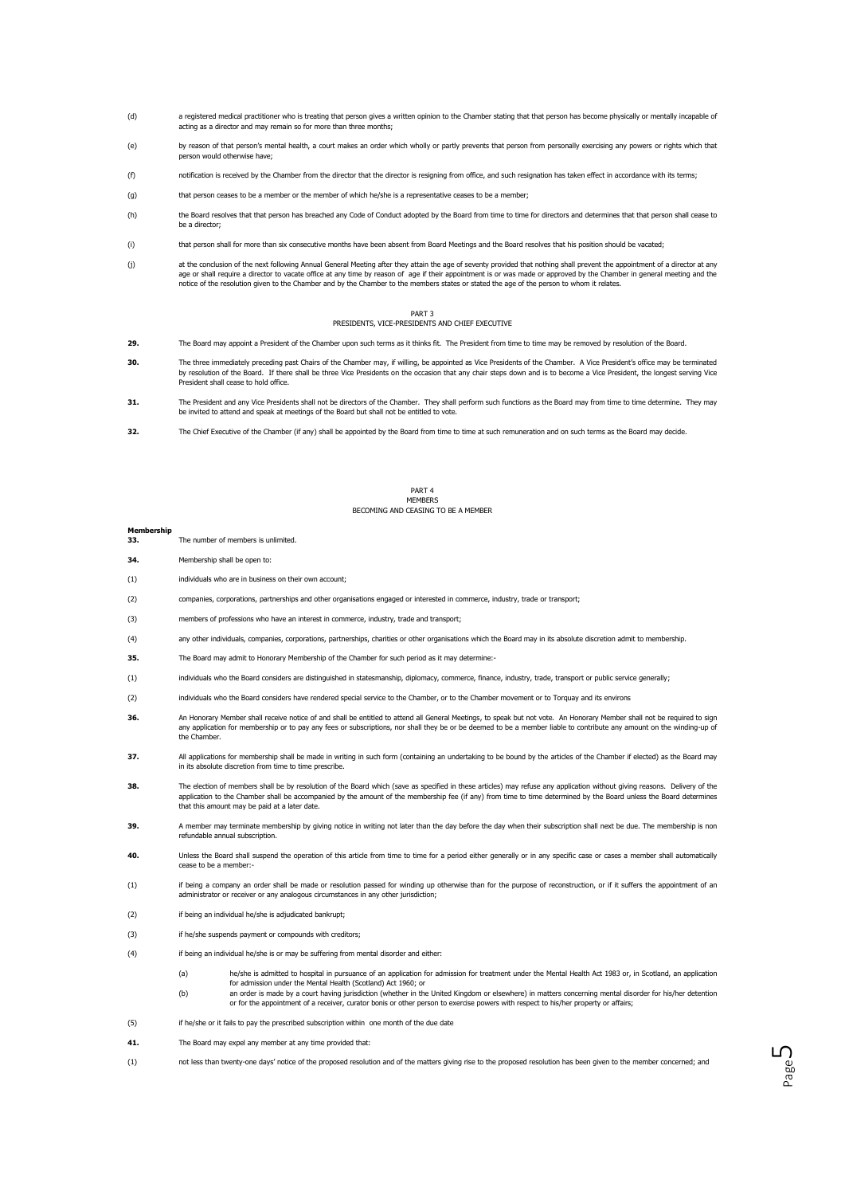(d) a registered medical practitioner who is treating that person gives a written opinion to the Chamber stating that that person has become physically or mentally incapable of acting as a director and may remain so for more than three months;

(e) by reason of that person's mental health, a court makes an order which wholly or partly prevents that person from personally exercising any powers or rights which that person would otherwise have;

(f) notification is received by the Chamber from the director that the director is resigning from office, and such resignation has taken effect in accordance with its terms;

(g) that person ceases to be a member or the member of which he/she is a representative ceases to be a member;

(h) the Board resolves that that person has breached any Code of Conduct adopted by the Board from time to time for directors and determines that that person shall cease to be a director;

(i) that person shall for more than six consecutive months have been absent from Board Meetings and the Board resolves that his position should be vacated;

(j) at the conclusion of the next following Annual General Meeting after they attain the age of seventy provided that nothing shall prevent the appointment of a director at any age or shall require a director to vacate office at any time by reason of age if their appointment is or was made or approved by the Chamber in general meeting and the notice of the resolution given to the Chamber and by the Chamber to the members states or stated the age of the person to whom it relates.

## PART 3
## PRESIDENTS, VICE-PRESIDENTS AND CHIEF EXECUTIVE

**29.** The Board may appoint a President of the Chamber upon such terms as it thinks fit. The President from time to time may be removed by resolution of the Board.

**30.** The three immediately preceding past Chairs of the Chamber may, if willing, be appointed as Vice Presidents of the Chamber. A Vice President's office may be terminated by resolution of the Board. If there shall be three Vice Presidents on the occasion that any chair steps down and is to become a Vice President, the longest serving Vice President shall cease to hold office.

**31.** The President and any Vice Presidents shall not be directors of the Chamber. They shall perform such functions as the Board may from time to time determine. They may be invited to attend and speak at meetings of the Board but shall not be entitled to vote.

**32.** The Chief Executive of the Chamber (if any) shall be appointed by the Board from time to time at such remuneration and on such terms as the Board may decide.

## PART 4
## MEMBERS
## BECOMING AND CEASING TO BE A MEMBER

**Membership**

**33.** The number of members is unlimited.

**34.** Membership shall be open to:

(1) individuals who are in business on their own account;

(2) companies, corporations, partnerships and other organisations engaged or interested in commerce, industry, trade or transport;

(3) members of professions who have an interest in commerce, industry, trade and transport;

(4) any other individuals, companies, corporations, partnerships, charities or other organisations which the Board may in its absolute discretion admit to membership.

**35.** The Board may admit to Honorary Membership of the Chamber for such period as it may determine:-

(1) individuals who the Board considers are distinguished in statesmanship, diplomacy, commerce, finance, industry, trade, transport or public service generally;

(2) individuals who the Board considers have rendered special service to the Chamber, or to the Chamber movement or to Torquay and its environs

**36.** An Honorary Member shall receive notice of and shall be entitled to attend all General Meetings, to speak but not vote. An Honorary Member shall not be required to sign any application for membership or to pay any fees or subscriptions, nor shall they be or be deemed to be a member liable to contribute any amount on the winding-up of the Chamber.

**37.** All applications for membership shall be made in writing in such form (containing an undertaking to be bound by the articles of the Chamber if elected) as the Board may in its absolute discretion from time to time prescribe.

**38.** The election of members shall be by resolution of the Board which (save as specified in these articles) may refuse any application without giving reasons. Delivery of the application to the Chamber shall be accompanied by the amount of the membership fee (if any) from time to time determined by the Board unless the Board determines that this amount may be paid at a later date.

**39.** A member may terminate membership by giving notice in writing not later than the day before the day when their subscription shall next be due. The membership is non refundable annual subscription.

**40.** Unless the Board shall suspend the operation of this article from time to time for a period either generally or in any specific case or cases a member shall automatically cease to be a member:-

(1) if being a company an order shall be made or resolution passed for winding up otherwise than for the purpose of reconstruction, or if it suffers the appointment of an administrator or receiver or any analogous circumstances in any other jurisdiction;

(2) if being an individual he/she is adjudicated bankrupt;

(3) if he/she suspends payment or compounds with creditors;

(4) if being an individual he/she is or may be suffering from mental disorder and either:

   (a) he/she is admitted to hospital in pursuance of an application for admission for treatment under the Mental Health Act 1983 or, in Scotland, an application for admission under the Mental Health (Scotland) Act 1960; or

   (b) an order is made by a court having jurisdiction (whether in the United Kingdom or elsewhere) in matters concerning mental disorder for his/her detention or for the appointment of a receiver, curator bonis or other person to exercise powers with respect to his/her property or affairs;

(5) if he/she or it fails to pay the prescribed subscription within one month of the due date

**41.** The Board may expel any member at any time provided that:

(1) not less than twenty-one days' notice of the proposed resolution and of the matters giving rise to the proposed resolution has been given to the member concerned; and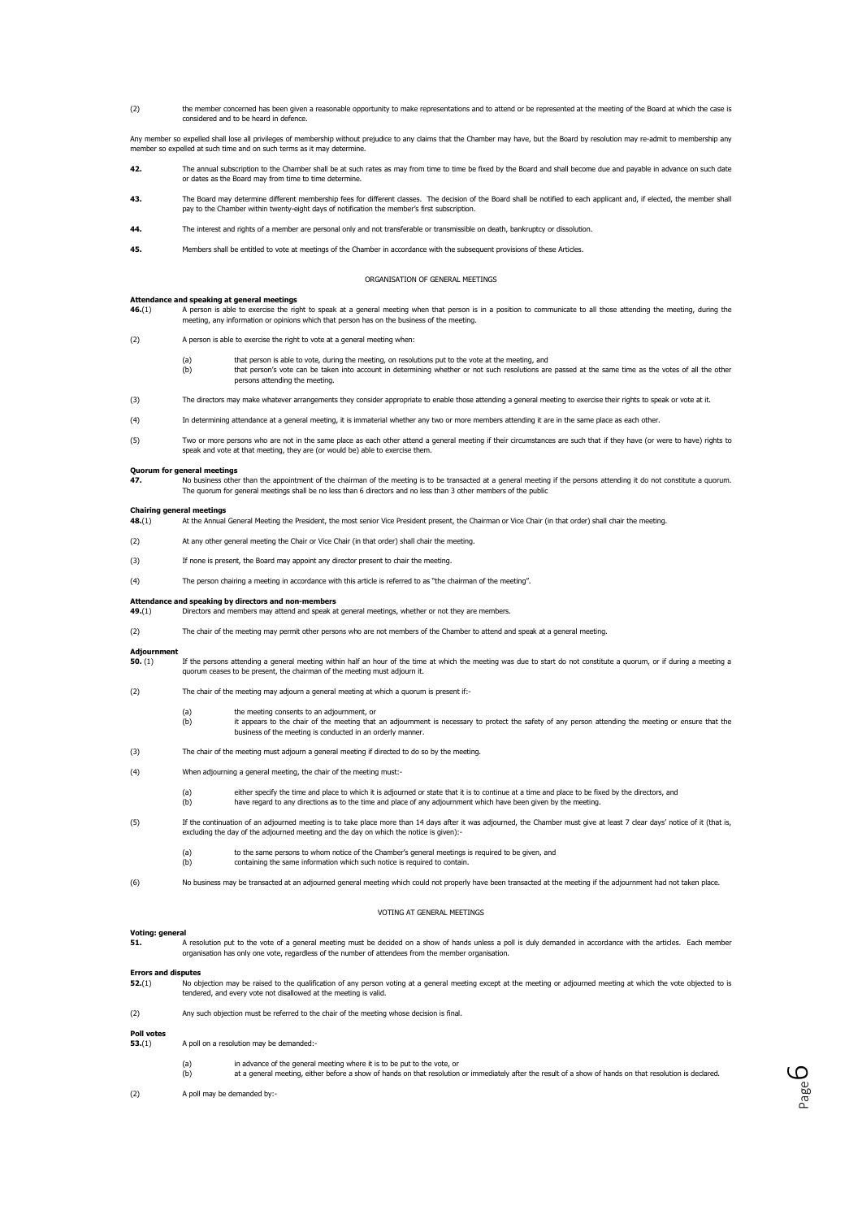(2) the member concerned has been given a reasonable opportunity to make representations and to attend or be represented at the meeting of the Board at which the case is considered and to be heard in defence.

Any member so expelled shall lose all privileges of membership without prejudice to any claims that the Chamber may have, but the Board by resolution may re-admit to membership any member so expelled at such time and on such terms as it may determine.

**42.** The annual subscription to the Chamber shall be at such rates as may from time to time be fixed by the Board and shall become due and payable in advance on such date or dates as the Board may from time to time determine.

**43.** The Board may determine different membership fees for different classes. The decision of the Board shall be notified to each applicant and, if elected, the member shall pay to the Chamber within twenty-eight days of notification the member's first subscription.

**44.** The interest and rights of a member are personal only and not transferable or transmissible on death, bankruptcy or dissolution.

**45.** Members shall be entitled to vote at meetings of the Chamber in accordance with the subsequent provisions of these Articles.

## ORGANISATION OF GENERAL MEETINGS

**Attendance and speaking at general meetings**

**46.**(1) A person is able to exercise the right to speak at a general meeting when that person is in a position to communicate to all those attending the meeting, during the meeting, any information or opinions which that person has on the business of the meeting.

(2) A person is able to exercise the right to vote at a general meeting when:

- (a) that person is able to vote, during the meeting, on resolutions put to the vote at the meeting, and
- (b) that person's vote can be taken into account in determining whether or not such resolutions are passed at the same time as the votes of all the other persons attending the meeting.

(3) The directors may make whatever arrangements they consider appropriate to enable those attending a general meeting to exercise their rights to speak or vote at it.

(4) In determining attendance at a general meeting, it is immaterial whether any two or more members attending it are in the same place as each other.

(5) Two or more persons who are not in the same place as each other attend a general meeting if their circumstances are such that if they have (or were to have) rights to speak and vote at that meeting, they are (or would be) able to exercise them.

**Quorum for general meetings**

**47.** No business other than the appointment of the chairman of the meeting is to be transacted at a general meeting if the persons attending it do not constitute a quorum. The quorum for general meetings shall be no less than 6 directors and no less than 3 other members of the public

**Chairing general meetings**

**48.**(1) At the Annual General Meeting the President, the most senior Vice President present, the Chairman or Vice Chair (in that order) shall chair the meeting.

(2) At any other general meeting the Chair or Vice Chair (in that order) shall chair the meeting.

(3) If none is present, the Board may appoint any director present to chair the meeting.

(4) The person chairing a meeting in accordance with this article is referred to as "the chairman of the meeting".

**Attendance and speaking by directors and non-members**

**49.**(1) Directors and members may attend and speak at general meetings, whether or not they are members.

(2) The chair of the meeting may permit other persons who are not members of the Chamber to attend and speak at a general meeting.

**Adjournment**

**50.** (1) If the persons attending a general meeting within half an hour of the time at which the meeting was due to start do not constitute a quorum, or if during a meeting a quorum ceases to be present, the chairman of the meeting must adjourn it.

(2) The chair of the meeting may adjourn a general meeting at which a quorum is present if:-

- (a) the meeting consents to an adjournment, or
- (b) it appears to the chair of the meeting that an adjournment is necessary to protect the safety of any person attending the meeting or ensure that the business of the meeting is conducted in an orderly manner.

(3) The chair of the meeting must adjourn a general meeting if directed to do so by the meeting.

(4) When adjourning a general meeting, the chair of the meeting must:-

- (a) either specify the time and place to which it is adjourned or state that it is to continue at a time and place to be fixed by the directors, and
- (b) have regard to any directions as to the time and place of any adjournment which have been given by the meeting.

(5) If the continuation of an adjourned meeting is to take place more than 14 days after it was adjourned, the Chamber must give at least 7 clear days' notice of it (that is, excluding the day of the adjourned meeting and the day on which the notice is given):-

- (a) to the same persons to whom notice of the Chamber's general meetings is required to be given, and
- (b) containing the same information which such notice is required to contain.

(6) No business may be transacted at an adjourned general meeting which could not properly have been transacted at the meeting if the adjournment had not taken place.

## VOTING AT GENERAL MEETINGS

**Voting: general**

**51.** A resolution put to the vote of a general meeting must be decided on a show of hands unless a poll is duly demanded in accordance with the articles. Each member organisation has only one vote, regardless of the number of attendees from the member organisation.

**Errors and disputes**

**52.**(1) No objection may be raised to the qualification of any person voting at a general meeting except at the meeting or adjourned meeting at which the vote objected to is tendered, and every vote not disallowed at the meeting is valid.

(2) Any such objection must be referred to the chair of the meeting whose decision is final.

**Poll votes**

**53.**(1) A poll on a resolution may be demanded:-

- (a) in advance of the general meeting where it is to be put to the vote, or
- (b) at a general meeting, either before a show of hands on that resolution or immediately after the result of a show of hands on that resolution is declared.

(2) A poll may be demanded by:-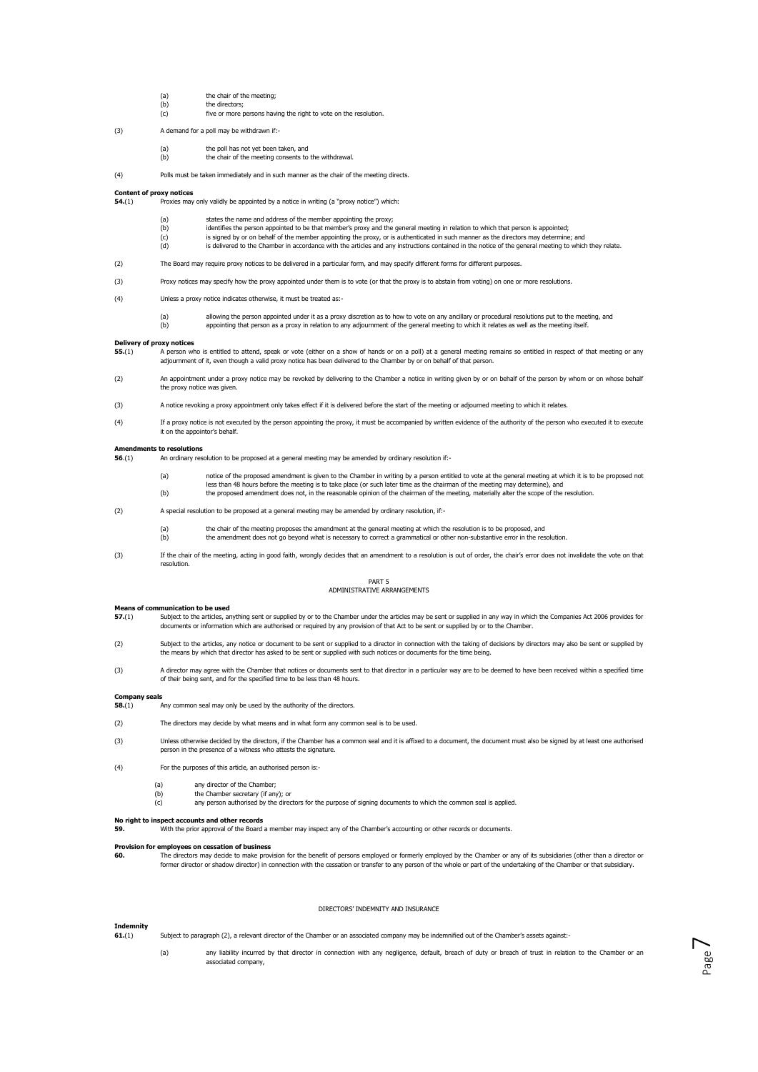(a) the chair of the meeting;
(b) the directors;
(c) five or more persons having the right to vote on the resolution.

(3) A demand for a poll may be withdrawn if:-

(a) the poll has not yet been taken, and
(b) the chair of the meeting consents to the withdrawal.

(4) Polls must be taken immediately and in such manner as the chair of the meeting directs.

**Content of proxy notices**

**54.**(1) Proxies may only validly be appointed by a notice in writing (a "proxy notice") which:

(a) states the name and address of the member appointing the proxy;
(b) identifies the person appointed to be that member's proxy and the general meeting in relation to which that person is appointed;
(c) is signed by or on behalf of the member appointing the proxy, or is authenticated in such manner as the directors may determine; and
(d) is delivered to the Chamber in accordance with the articles and any instructions contained in the notice of the general meeting to which they relate.

(2) The Board may require proxy notices to be delivered in a particular form, and may specify different forms for different purposes.

(3) Proxy notices may specify how the proxy appointed under them is to vote (or that the proxy is to abstain from voting) on one or more resolutions.

(4) Unless a proxy notice indicates otherwise, it must be treated as:-

(a) allowing the person appointed under it as a proxy discretion as to how to vote on any ancillary or procedural resolutions put to the meeting, and
(b) appointing that person as a proxy in relation to any adjournment of the general meeting to which it relates as well as the meeting itself.

**Delivery of proxy notices**

**55.**(1) A person who is entitled to attend, speak or vote (either on a show of hands or on a poll) at a general meeting remains so entitled in respect of that meeting or any adjournment of it, even though a valid proxy notice has been delivered to the Chamber by or on behalf of that person.

(2) An appointment under a proxy notice may be revoked by delivering to the Chamber a notice in writing given by or on behalf of the person by whom or on whose behalf the proxy notice was given.

(3) A notice revoking a proxy appointment only takes effect if it is delivered before the start of the meeting or adjourned meeting to which it relates.

(4) If a proxy notice is not executed by the person appointing the proxy, it must be accompanied by written evidence of the authority of the person who executed it to execute it on the appointor's behalf.

**Amendments to resolutions**

**56**.(1) An ordinary resolution to be proposed at a general meeting may be amended by ordinary resolution if:-

(a) notice of the proposed amendment is given to the Chamber in writing by a person entitled to vote at the general meeting at which it is to be proposed not less than 48 hours before the meeting is to take place (or such later time as the chairman of the meeting may determine), and
(b) the proposed amendment does not, in the reasonable opinion of the chairman of the meeting, materially alter the scope of the resolution.

(2) A special resolution to be proposed at a general meeting may be amended by ordinary resolution, if:-

(a) the chair of the meeting proposes the amendment at the general meeting at which the resolution is to be proposed, and
(b) the amendment does not go beyond what is necessary to correct a grammatical or other non-substantive error in the resolution.

(3) If the chair of the meeting, acting in good faith, wrongly decides that an amendment to a resolution is out of order, the chair's error does not invalidate the vote on that resolution.

## PART 5
## ADMINISTRATIVE ARRANGEMENTS

**Means of communication to be used**

**57.**(1) Subject to the articles, anything sent or supplied by or to the Chamber under the articles may be sent or supplied in any way in which the Companies Act 2006 provides for documents or information which are authorised or required by any provision of that Act to be sent or supplied by or to the Chamber.

(2) Subject to the articles, any notice or document to be sent or supplied to a director in connection with the taking of decisions by directors may also be sent or supplied by the means by which that director has asked to be sent or supplied with such notices or documents for the time being.

(3) A director may agree with the Chamber that notices or documents sent to that director in a particular way are to be deemed to have been received within a specified time of their being sent, and for the specified time to be less than 48 hours.

**Company seals**

**58.**(1) Any common seal may only be used by the authority of the directors.

(2) The directors may decide by what means and in what form any common seal is to be used.

(3) Unless otherwise decided by the directors, if the Chamber has a common seal and it is affixed to a document, the document must also be signed by at least one authorised person in the presence of a witness who attests the signature.

(4) For the purposes of this article, an authorised person is:-

(a) any director of the Chamber;
(b) the Chamber secretary (if any); or
(c) any person authorised by the directors for the purpose of signing documents to which the common seal is applied.

**No right to inspect accounts and other records**

**59.** With the prior approval of the Board a member may inspect any of the Chamber's accounting or other records or documents.

**Provision for employees on cessation of business**

**60.** The directors may decide to make provision for the benefit of persons employed or formerly employed by the Chamber or any of its subsidiaries (other than a director or former director or shadow director) in connection with the cessation or transfer to any person of the whole or part of the undertaking of the Chamber or that subsidiary.

## DIRECTORS' INDEMNITY AND INSURANCE

**Indemnity**

**61.**(1) Subject to paragraph (2), a relevant director of the Chamber or an associated company may be indemnified out of the Chamber's assets against:-

(a) any liability incurred by that director in connection with any negligence, default, breach of duty or breach of trust in relation to the Chamber or an associated company,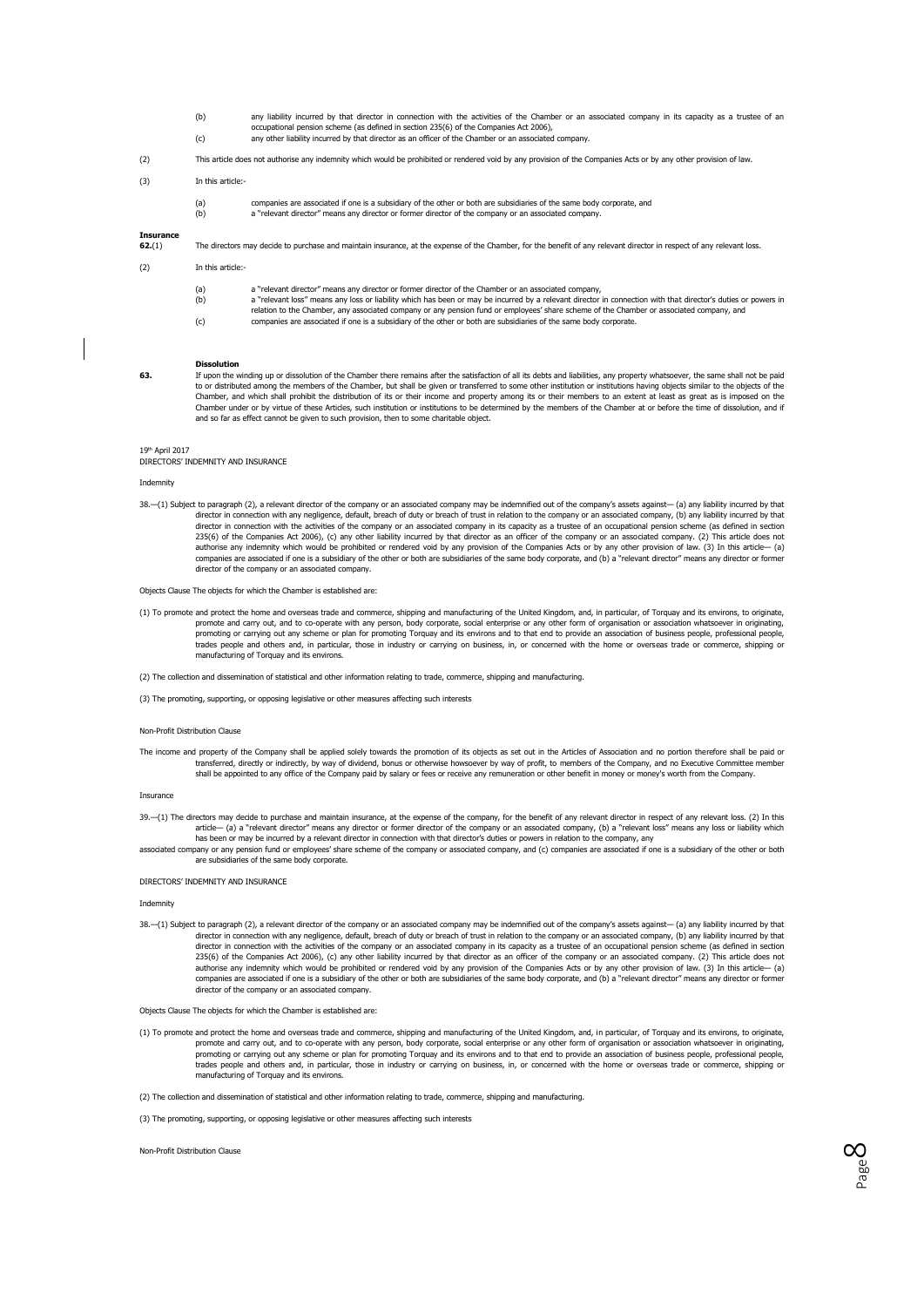(b) any liability incurred by that director in connection with the activities of the Chamber or an associated company in its capacity as a trustee of an occupational pension scheme (as defined in section 235(6) of the Companies Act 2006),

(c) any other liability incurred by that director as an officer of the Chamber or an associated company.

(2) This article does not authorise any indemnity which would be prohibited or rendered void by any provision of the Companies Acts or by any other provision of law.

(3) In this article:-

(a) companies are associated if one is a subsidiary of the other or both are subsidiaries of the same body corporate, and

(b) a "relevant director" means any director or former director of the company or an associated company.

**Insurance**

**62.**(1) The directors may decide to purchase and maintain insurance, at the expense of the Chamber, for the benefit of any relevant director in respect of any relevant loss.

(2) In this article:-

(a) a "relevant director" means any director or former director of the Chamber or an associated company,

(b) a "relevant loss" means any loss or liability which has been or may be incurred by a relevant director in connection with that director's duties or powers in relation to the Chamber, any associated company or any pension fund or employees' share scheme of the Chamber or associated company, and

(c) companies are associated if one is a subsidiary of the other or both are subsidiaries of the same body corporate.

**Dissolution**

**63.** If upon the winding up or dissolution of the Chamber there remains after the satisfaction of all its debts and liabilities, any property whatsoever, the same shall not be paid to or distributed among the members of the Chamber, but shall be given or transferred to some other institution or institutions having objects similar to the objects of the Chamber, and which shall prohibit the distribution of its or their income and property among its or their members to an extent at least as great as is imposed on the Chamber under or by virtue of these Articles, such institution or institutions to be determined by the members of the Chamber at or before the time of dissolution, and if and so far as effect cannot be given to such provision, then to some charitable object.

19th April 2017

DIRECTORS' INDEMNITY AND INSURANCE

Indemnity

38.—(1) Subject to paragraph (2), a relevant director of the company or an associated company may be indemnified out of the company's assets against— (a) any liability incurred by that director in connection with any negligence, default, breach of duty or breach of trust in relation to the company or an associated company, (b) any liability incurred by that director in connection with the activities of the company or an associated company in its capacity as a trustee of an occupational pension scheme (as defined in section 235(6) of the Companies Act 2006), (c) any other liability incurred by that director as an officer of the company or an associated company. (2) This article does not authorise any indemnity which would be prohibited or rendered void by any provision of the Companies Acts or by any other provision of law. (3) In this article— (a) companies are associated if one is a subsidiary of the other or both are subsidiaries of the same body corporate, and (b) a "relevant director" means any director or former director of the company or an associated company.

Objects Clause The objects for which the Chamber is established are:

(1) To promote and protect the home and overseas trade and commerce, shipping and manufacturing of the United Kingdom, and, in particular, of Torquay and its environs, to originate, promote and carry out, and to co-operate with any person, body corporate, social enterprise or any other form of organisation or association whatsoever in originating, promoting or carrying out any scheme or plan for promoting Torquay and its environs and to that end to provide an association of business people, professional people, trades people and others and, in particular, those in industry or carrying on business, in, or concerned with the home or overseas trade or commerce, shipping or manufacturing of Torquay and its environs.

(2) The collection and dissemination of statistical and other information relating to trade, commerce, shipping and manufacturing.

(3) The promoting, supporting, or opposing legislative or other measures affecting such interests

Non-Profit Distribution Clause

The income and property of the Company shall be applied solely towards the promotion of its objects as set out in the Articles of Association and no portion therefore shall be paid or transferred, directly or indirectly, by way of dividend, bonus or otherwise howsoever by way of profit, to members of the Company, and no Executive Committee member shall be appointed to any office of the Company paid by salary or fees or receive any remuneration or other benefit in money or money's worth from the Company.

Insurance

39.—(1) The directors may decide to purchase and maintain insurance, at the expense of the company, for the benefit of any relevant director in respect of any relevant loss. (2) In this article— (a) a "relevant director" means any director or former director of the company or an associated company, (b) a "relevant loss" means any loss or liability which has been or may be incurred by a relevant director in connection with that director's duties or powers in relation to the company, any associated company or any pension fund or employees' share scheme of the company or associated company, and (c) companies are associated if one is a subsidiary of the other or both are subsidiaries of the same body corporate.

DIRECTORS' INDEMNITY AND INSURANCE

Indemnity

38.—(1) Subject to paragraph (2), a relevant director of the company or an associated company may be indemnified out of the company's assets against— (a) any liability incurred by that director in connection with any negligence, default, breach of duty or breach of trust in relation to the company or an associated company, (b) any liability incurred by that director in connection with the activities of the company or an associated company in its capacity as a trustee of an occupational pension scheme (as defined in section 235(6) of the Companies Act 2006), (c) any other liability incurred by that director as an officer of the company or an associated company. (2) This article does not authorise any indemnity which would be prohibited or rendered void by any provision of the Companies Acts or by any other provision of law. (3) In this article— (a) companies are associated if one is a subsidiary of the other or both are subsidiaries of the same body corporate, and (b) a "relevant director" means any director or former director of the company or an associated company.

Objects Clause The objects for which the Chamber is established are:

(1) To promote and protect the home and overseas trade and commerce, shipping and manufacturing of the United Kingdom, and, in particular, of Torquay and its environs, to originate, promote and carry out, and to co-operate with any person, body corporate, social enterprise or any other form of organisation or association whatsoever in originating, promoting or carrying out any scheme or plan for promoting Torquay and its environs and to that end to provide an association of business people, professional people, trades people and others and, in particular, those in industry or carrying on business, in, or concerned with the home or overseas trade or commerce, shipping or manufacturing of Torquay and its environs.

(2) The collection and dissemination of statistical and other information relating to trade, commerce, shipping and manufacturing.

(3) The promoting, supporting, or opposing legislative or other measures affecting such interests

Non-Profit Distribution Clause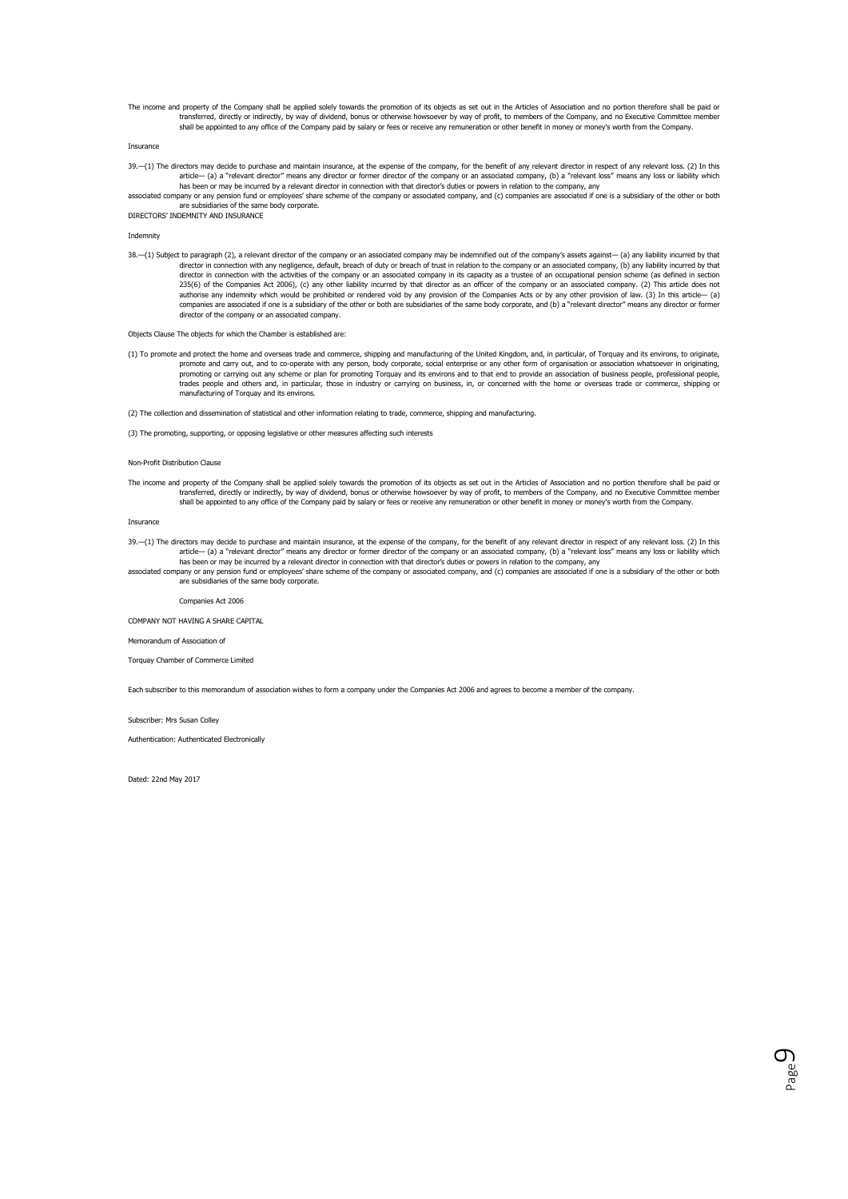The income and property of the Company shall be applied solely towards the promotion of its objects as set out in the Articles of Association and no portion therefore shall be paid or transferred, directly or indirectly, by way of dividend, bonus or otherwise howsoever by way of profit, to members of the Company, and no Executive Committee member shall be appointed to any office of the Company paid by salary or fees or receive any remuneration or other benefit in money or money's worth from the Company.

Insurance

39.—(1) The directors may decide to purchase and maintain insurance, at the expense of the company, for the benefit of any relevant director in respect of any relevant loss. (2) In this article— (a) a "relevant director" means any director or former director of the company or an associated company, (b) a "relevant loss" means any loss or liability which has been or may be incurred by a relevant director in connection with that director's duties or powers in relation to the company, any associated company or any pension fund or employees' share scheme of the company or associated company, and (c) companies are associated if one is a subsidiary of the other or both are subsidiaries of the same body corporate.

DIRECTORS' INDEMNITY AND INSURANCE

Indemnity

38.—(1) Subject to paragraph (2), a relevant director of the company or an associated company may be indemnified out of the company's assets against— (a) any liability incurred by that director in connection with any negligence, default, breach of duty or breach of trust in relation to the company or an associated company, (b) any liability incurred by that director in connection with the activities of the company or an associated company in its capacity as a trustee of an occupational pension scheme (as defined in section 235(6) of the Companies Act 2006), (c) any other liability incurred by that director as an officer of the company or an associated company. (2) This article does not authorise any indemnity which would be prohibited or rendered void by any provision of the Companies Acts or by any other provision of law. (3) In this article— (a) companies are associated if one is a subsidiary of the other or both are subsidiaries of the same body corporate, and (b) a "relevant director" means any director or former director of the company or an associated company.

Objects Clause The objects for which the Chamber is established are:

(1) To promote and protect the home and overseas trade and commerce, shipping and manufacturing of the United Kingdom, and, in particular, of Torquay and its environs, to originate, promote and carry out, and to co-operate with any person, body corporate, social enterprise or any other form of organisation or association whatsoever in originating, promoting or carrying out any scheme or plan for promoting Torquay and its environs and to that end to provide an association of business people, professional people, trades people and others and, in particular, those in industry or carrying on business, in, or concerned with the home or overseas trade or commerce, shipping or manufacturing of Torquay and its environs.

(2) The collection and dissemination of statistical and other information relating to trade, commerce, shipping and manufacturing.

(3) The promoting, supporting, or opposing legislative or other measures affecting such interests

Non-Profit Distribution Clause

The income and property of the Company shall be applied solely towards the promotion of its objects as set out in the Articles of Association and no portion therefore shall be paid or transferred, directly or indirectly, by way of dividend, bonus or otherwise howsoever by way of profit, to members of the Company, and no Executive Committee member shall be appointed to any office of the Company paid by salary or fees or receive any remuneration or other benefit in money or money's worth from the Company.

Insurance

39.—(1) The directors may decide to purchase and maintain insurance, at the expense of the company, for the benefit of any relevant director in respect of any relevant loss. (2) In this article— (a) a "relevant director" means any director or former director of the company or an associated company, (b) a "relevant loss" means any loss or liability which has been or may be incurred by a relevant director in connection with that director's duties or powers in relation to the company, any associated company or any pension fund or employees' share scheme of the company or associated company, and (c) companies are associated if one is a subsidiary of the other or both are subsidiaries of the same body corporate.

Companies Act 2006

COMPANY NOT HAVING A SHARE CAPITAL

Memorandum of Association of

Torquay Chamber of Commerce Limited

Each subscriber to this memorandum of association wishes to form a company under the Companies Act 2006 and agrees to become a member of the company.

Subscriber: Mrs Susan Colley

Authentication: Authenticated Electronically

Dated: 22nd May 2017